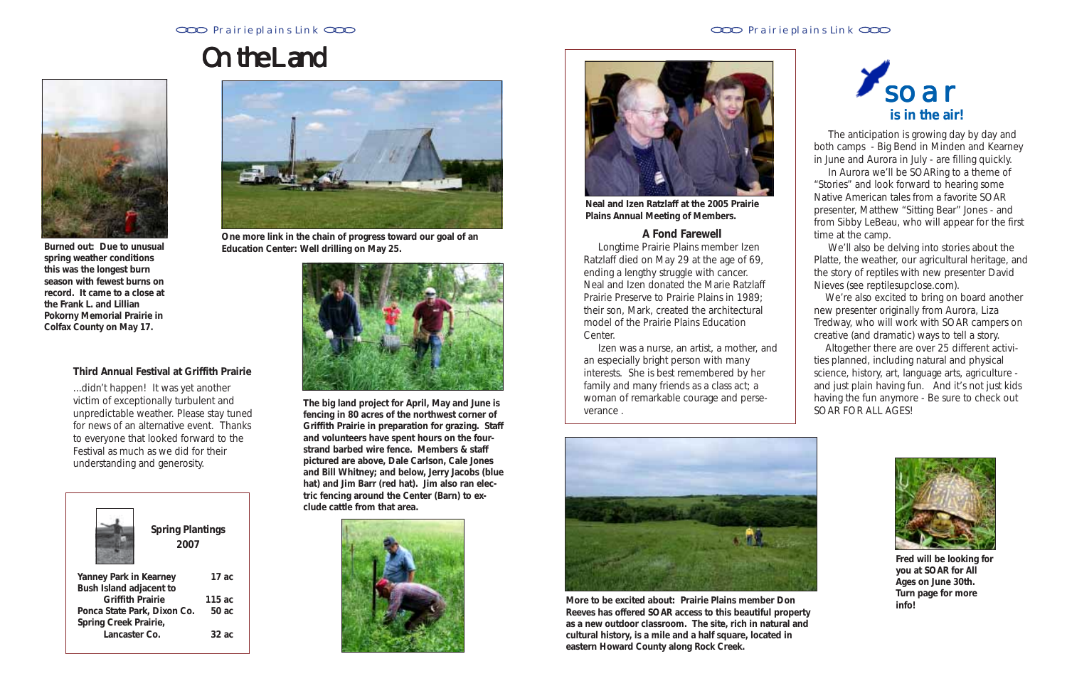# On the Land

Burned out: Due to unusual spring weather conditions this was the longest burn season with fewest burns on record. It came to a close at the Frank L. and Lillian Pokorny Memorial Prairie in Colfax County on May 17.

**One more link in the chain of progress toward our goal of an Education Center: Well drilling on May 25.**

### Third Annual Festival at Griffith Prairie

...didn't happen! It was yet another victim of exceptionally turbulent and unpredictable weather. Please stay tuned for news of an alternative event. Thanks to everyone that looked forward to the Festival as much as we did for their understanding and generosity.

**The big land project for April, May and June is fencing in 80 acres of the northwest corner of Griffith Prairie in preparation for grazing. Staff and volunteers have spent hours on the four-strand barbed wire fence. Members & staff pictured are above, Dale Carlson, Cale Jones and Bill Whitney; and below, Jerry Jacobs (blue hat) and Jim Barr (red hat). Jim also ran electric fencing around the Center (Barn) to exclude cattle from that area.**

**Spring Plantings 2007**

| | |
|---|---|
| Yanney Park in Kearney | 17 ac |
| Bush Island adjacent to Griffith Prairie | 115 ac |
| Ponca State Park, Dixon Co. | 50 ac |
| Spring Creek Prairie, Lancaster Co. | 32 ac |

**Neal and Izen Ratzlaff at the 2005 Prairie Plains Annual Meeting of Members.**

### A Fond Farewell

Longtime Prairie Plains member Izen Ratzlaff died on May 29 at the age of 69, ending a lengthy struggle with cancer. Neal and Izen donated the Marie Ratzlaff Prairie Preserve to Prairie Plains in 1989; their son, Mark, created the architectural model of the Prairie Plains Education Center.

Izen was a nurse, an artist, a mother, and an especially bright person with many interests. She is best remembered by her family and many friends as a class act; a woman of remarkable courage and perseverance .

**More to be excited about: Prairie Plains member Don Reeves has offered SOAR access to this beautiful property as a new outdoor classroom. The site, rich in natural and cultural history, is a mile and a half square, located in eastern Howard County along Rock Creek.**

# soar
## is in the air!

The anticipation is growing day by day and both camps - Big Bend in Minden and Kearney in June and Aurora in July - are filling quickly.

In Aurora we'll be SOARing to a theme of "Stories" and look forward to hearing some Native American tales from a favorite SOAR presenter, Matthew "Sitting Bear" Jones - and from Sibby LeBeau, who will appear for the first time at the camp.

We'll also be delving into stories about the Platte, the weather, our agricultural heritage, and the story of reptiles with new presenter David Nieves (see reptilesupclose.com).

We're also excited to bring on board another new presenter originally from Aurora, Liza Tredway, who will work with SOAR campers on creative (and dramatic) ways to tell a story.

Altogether there are over 25 different activities planned, including natural and physical science, history, art, language arts, agriculture - and just plain having fun. And it's not just kids having the fun anymore - Be sure to check out SOAR FOR ALL AGES!

**Fred will be looking for you at SOAR for All Ages on June 30th. Turn page for more info!**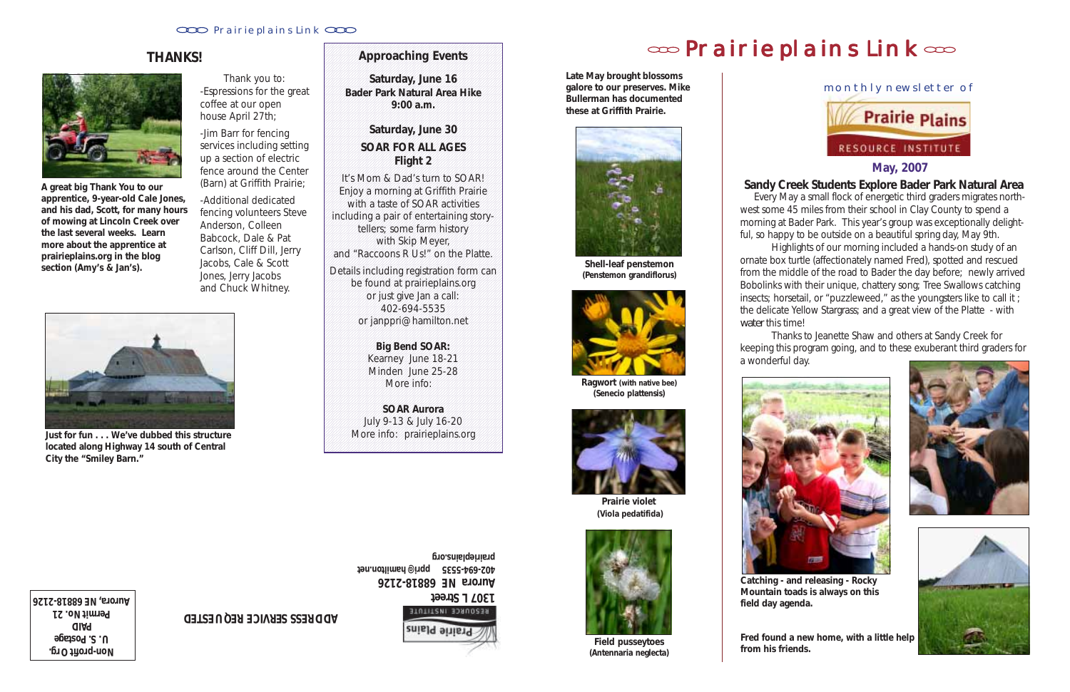# Prairie plains Link

monthly newsletter of

Prairie Plains RESOURCE INSTITUTE

## May, 2007

### Sandy Creek Students Explore Bader Park Natural Area

Every May a small flock of energetic third graders migrates north-west some 45 miles from their school in Clay County to spend a morning at Bader Park. This year's group was exceptionally delightful, so happy to be outside on a beautiful spring day, May 9th.

Highlights of our morning included a hands-on study of an ornate box turtle (affectionately named Fred), spotted and rescued from the middle of the road to Bader the day before; newly arrived Bobolinks with their unique, chattery song; Tree Swallows catching insects; horsetail, or "puzzleweed," as the youngsters like to call it ; the delicate Yellow Stargrass; and a great view of the Platte - with *water* this time!

Thanks to Jeanette Shaw and others at Sandy Creek for keeping this program going, and to these exuberant third graders for a wonderful day.

**Catching - and releasing - Rocky Mountain toads is always on this field day agenda.**

**Fred found a new home, with a little help from his friends.**

**Late May brought blossoms galore to our preserves. Mike Bullerman has documented these at Griffith Prairie.**

**Shell-leaf penstemon (Penstemon grandiflorus)**

**Ragwort (with native bee) (Senecio plattensis)**

**Prairie violet (Viola pedatifida)**

**Field pusseytoes (Antennaria neglecta)**

## THANKS!

Thank you to:

-Espressions for the great coffee at our open house April 27th;

-Jim Barr for fencing services including setting up a section of electric fence around the Center (Barn) at Griffith Prairie;

-Additional dedicated fencing volunteers Steve Anderson, Colleen Babcock, Dale & Pat Carlson, Cliff Dill, Jerry Jacobs, Cale & Scott Jones, Jerry Jacobs and Chuck Whitney.

**A great big Thank You to our apprentice, 9-year-old Cale Jones, and his dad, Scott, for many hours of mowing at Lincoln Creek over the last several weeks. Learn more about the apprentice at prairieplains.org in the blog section (Amy's & Jan's).**

**Just for fun . . . We've dubbed this structure located along Highway 14 south of Central City the "Smiley Barn."**

## Approaching Events

**Saturday, June 16**
**Bader Park Natural Area Hike**
**9:00 a.m.**

**Saturday, June 30**
**SOAR FOR ALL AGES**
**Flight 2**

It's Mom & Dad's turn to SOAR! Enjoy a morning at Griffith Prairie with a taste of SOAR activities including a pair of entertaining storytellers; some farm history with Skip Meyer, and "Raccoons R Us!" on the Platte.

Details including registration form can be found at prairieplains.org or just give Jan a call: 402-694-5535 or janppri@hamilton.net

**Big Bend SOAR:**
Kearney June 18-21
Minden June 25-28
More info:

**SOAR Aurora**
July 9-13 & July 16-20
More info: prairieplains.org

Prairie Plains RESOURCE INSTITUTE
1307 L Street
Aurora NE 68818-2126
402-694-5535 pppri@hamilton.net
prairieplains.org

ADDRESS SERVICE REQUESTED

Non-profit Org.
U. S. Postage
PAID
Permit No. 21
Aurora, NE 68818-2126